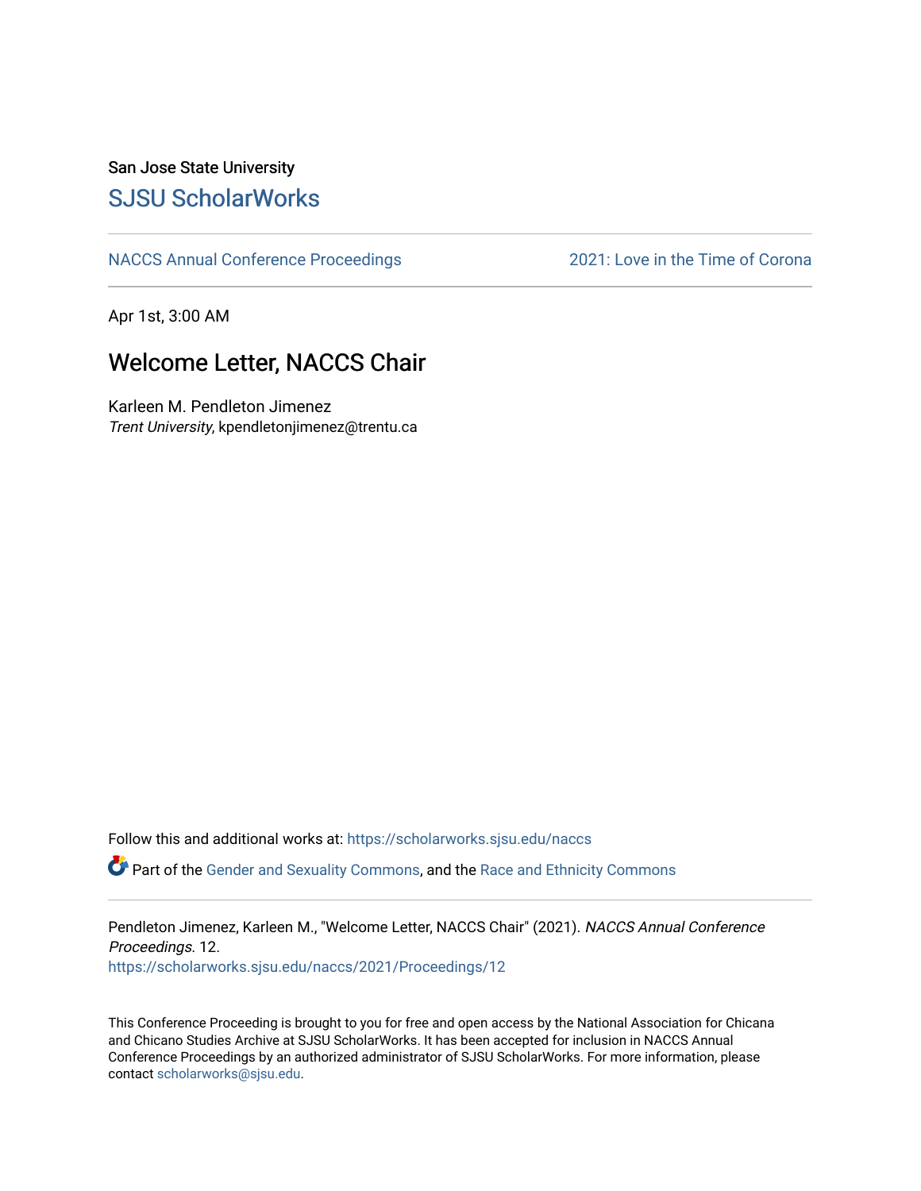San Jose State University

# SJSU ScholarWorks

NACCS Annual Conference Proceedings | 2021: Love in the Time of Corona

Apr 1st, 3:00 AM

## Welcome Letter, NACCS Chair

Karleen M. Pendleton Jimenez
*Trent University*, kpendletonjimenez@trentu.ca

Follow this and additional works at: https://scholarworks.sjsu.edu/naccs

Part of the Gender and Sexuality Commons, and the Race and Ethnicity Commons

Pendleton Jimenez, Karleen M., "Welcome Letter, NACCS Chair" (2021). *NACCS Annual Conference Proceedings*. 12.
https://scholarworks.sjsu.edu/naccs/2021/Proceedings/12

This Conference Proceeding is brought to you for free and open access by the National Association for Chicana and Chicano Studies Archive at SJSU ScholarWorks. It has been accepted for inclusion in NACCS Annual Conference Proceedings by an authorized administrator of SJSU ScholarWorks. For more information, please contact scholarworks@sjsu.edu.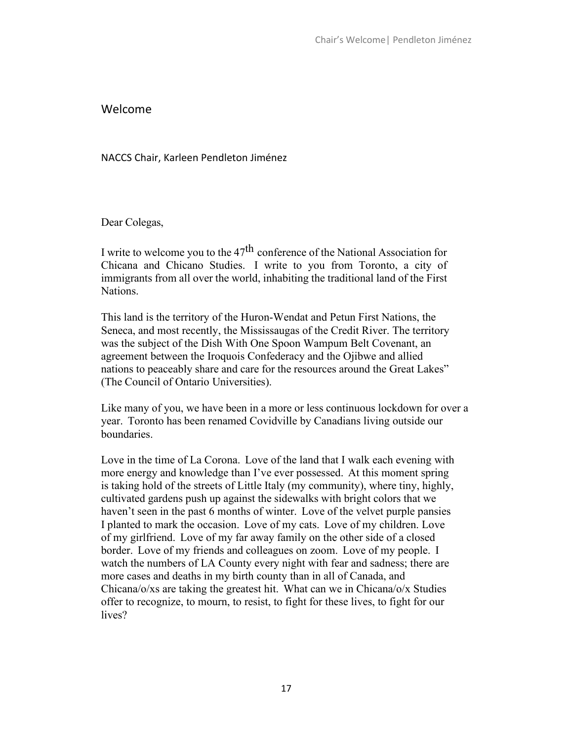## Welcome

NACCS Chair, Karleen Pendleton Jiménez

Dear Colegas,

I write to welcome you to the 47th conference of the National Association for Chicana and Chicano Studies. I write to you from Toronto, a city of immigrants from all over the world, inhabiting the traditional land of the First Nations.

This land is the territory of the Huron-Wendat and Petun First Nations, the Seneca, and most recently, the Mississaugas of the Credit River. The territory was the subject of the Dish With One Spoon Wampum Belt Covenant, an agreement between the Iroquois Confederacy and the Ojibwe and allied nations to peaceably share and care for the resources around the Great Lakes" (The Council of Ontario Universities).

Like many of you, we have been in a more or less continuous lockdown for over a year. Toronto has been renamed Covidville by Canadians living outside our boundaries.

Love in the time of La Corona. Love of the land that I walk each evening with more energy and knowledge than I've ever possessed. At this moment spring is taking hold of the streets of Little Italy (my community), where tiny, highly, cultivated gardens push up against the sidewalks with bright colors that we haven't seen in the past 6 months of winter. Love of the velvet purple pansies I planted to mark the occasion. Love of my cats. Love of my children. Love of my girlfriend. Love of my far away family on the other side of a closed border. Love of my friends and colleagues on zoom. Love of my people. I watch the numbers of LA County every night with fear and sadness; there are more cases and deaths in my birth county than in all of Canada, and Chicana/o/xs are taking the greatest hit. What can we in Chicana/o/x Studies offer to recognize, to mourn, to resist, to fight for these lives, to fight for our lives?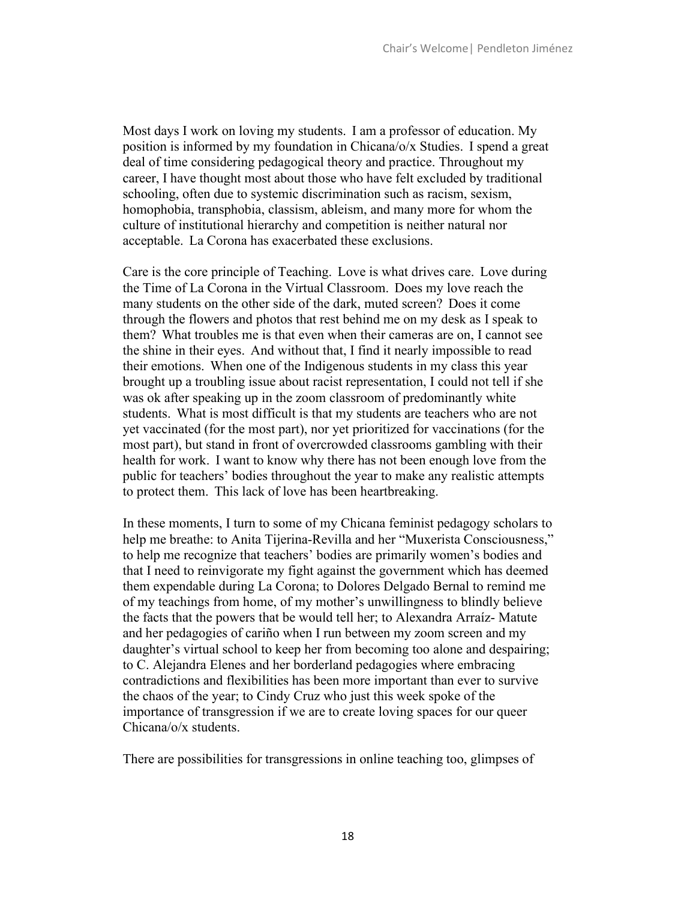Most days I work on loving my students. I am a professor of education. My position is informed by my foundation in Chicana/o/x Studies. I spend a great deal of time considering pedagogical theory and practice. Throughout my career, I have thought most about those who have felt excluded by traditional schooling, often due to systemic discrimination such as racism, sexism, homophobia, transphobia, classism, ableism, and many more for whom the culture of institutional hierarchy and competition is neither natural nor acceptable. La Corona has exacerbated these exclusions.

Care is the core principle of Teaching. Love is what drives care. Love during the Time of La Corona in the Virtual Classroom. Does my love reach the many students on the other side of the dark, muted screen? Does it come through the flowers and photos that rest behind me on my desk as I speak to them? What troubles me is that even when their cameras are on, I cannot see the shine in their eyes. And without that, I find it nearly impossible to read their emotions. When one of the Indigenous students in my class this year brought up a troubling issue about racist representation, I could not tell if she was ok after speaking up in the zoom classroom of predominantly white students. What is most difficult is that my students are teachers who are not yet vaccinated (for the most part), nor yet prioritized for vaccinations (for the most part), but stand in front of overcrowded classrooms gambling with their health for work. I want to know why there has not been enough love from the public for teachers' bodies throughout the year to make any realistic attempts to protect them. This lack of love has been heartbreaking.

In these moments, I turn to some of my Chicana feminist pedagogy scholars to help me breathe: to Anita Tijerina-Revilla and her "Muxerista Consciousness," to help me recognize that teachers' bodies are primarily women's bodies and that I need to reinvigorate my fight against the government which has deemed them expendable during La Corona; to Dolores Delgado Bernal to remind me of my teachings from home, of my mother's unwillingness to blindly believe the facts that the powers that be would tell her; to Alexandra Arraíz- Matute and her pedagogies of cariño when I run between my zoom screen and my daughter's virtual school to keep her from becoming too alone and despairing; to C. Alejandra Elenes and her borderland pedagogies where embracing contradictions and flexibilities has been more important than ever to survive the chaos of the year; to Cindy Cruz who just this week spoke of the importance of transgression if we are to create loving spaces for our queer Chicana/o/x students.

There are possibilities for transgressions in online teaching too, glimpses of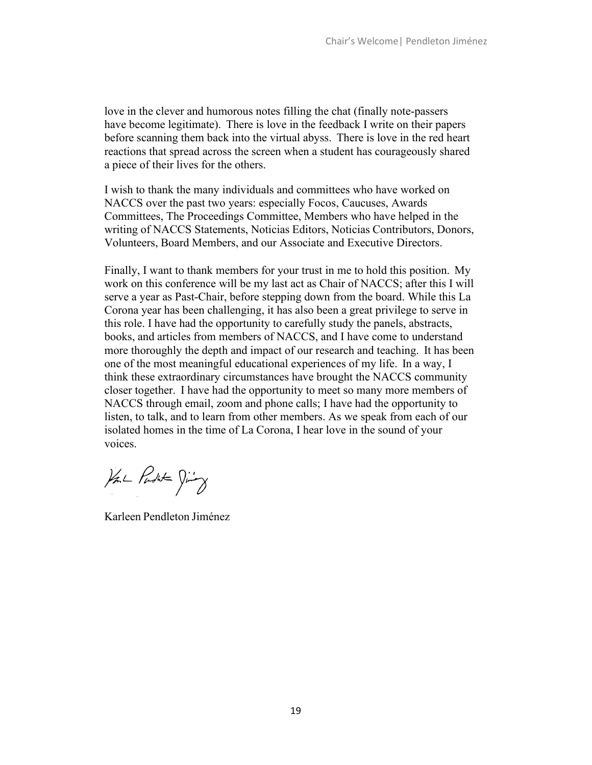love in the clever and humorous notes filling the chat (finally note-passers have become legitimate). There is love in the feedback I write on their papers before scanning them back into the virtual abyss. There is love in the red heart reactions that spread across the screen when a student has courageously shared a piece of their lives for the others.

I wish to thank the many individuals and committees who have worked on NACCS over the past two years: especially Focos, Caucuses, Awards Committees, The Proceedings Committee, Members who have helped in the writing of NACCS Statements, Noticias Editors, Noticias Contributors, Donors, Volunteers, Board Members, and our Associate and Executive Directors.

Finally, I want to thank members for your trust in me to hold this position. My work on this conference will be my last act as Chair of NACCS; after this I will serve a year as Past-Chair, before stepping down from the board. While this La Corona year has been challenging, it has also been a great privilege to serve in this role. I have had the opportunity to carefully study the panels, abstracts, books, and articles from members of NACCS, and I have come to understand more thoroughly the depth and impact of our research and teaching. It has been one of the most meaningful educational experiences of my life. In a way, I think these extraordinary circumstances have brought the NACCS community closer together. I have had the opportunity to meet so many more members of NACCS through email, zoom and phone calls; I have had the opportunity to listen, to talk, and to learn from other members. As we speak from each of our isolated homes in the time of La Corona, I hear love in the sound of your voices.

Karleen Pendleton Jiménez